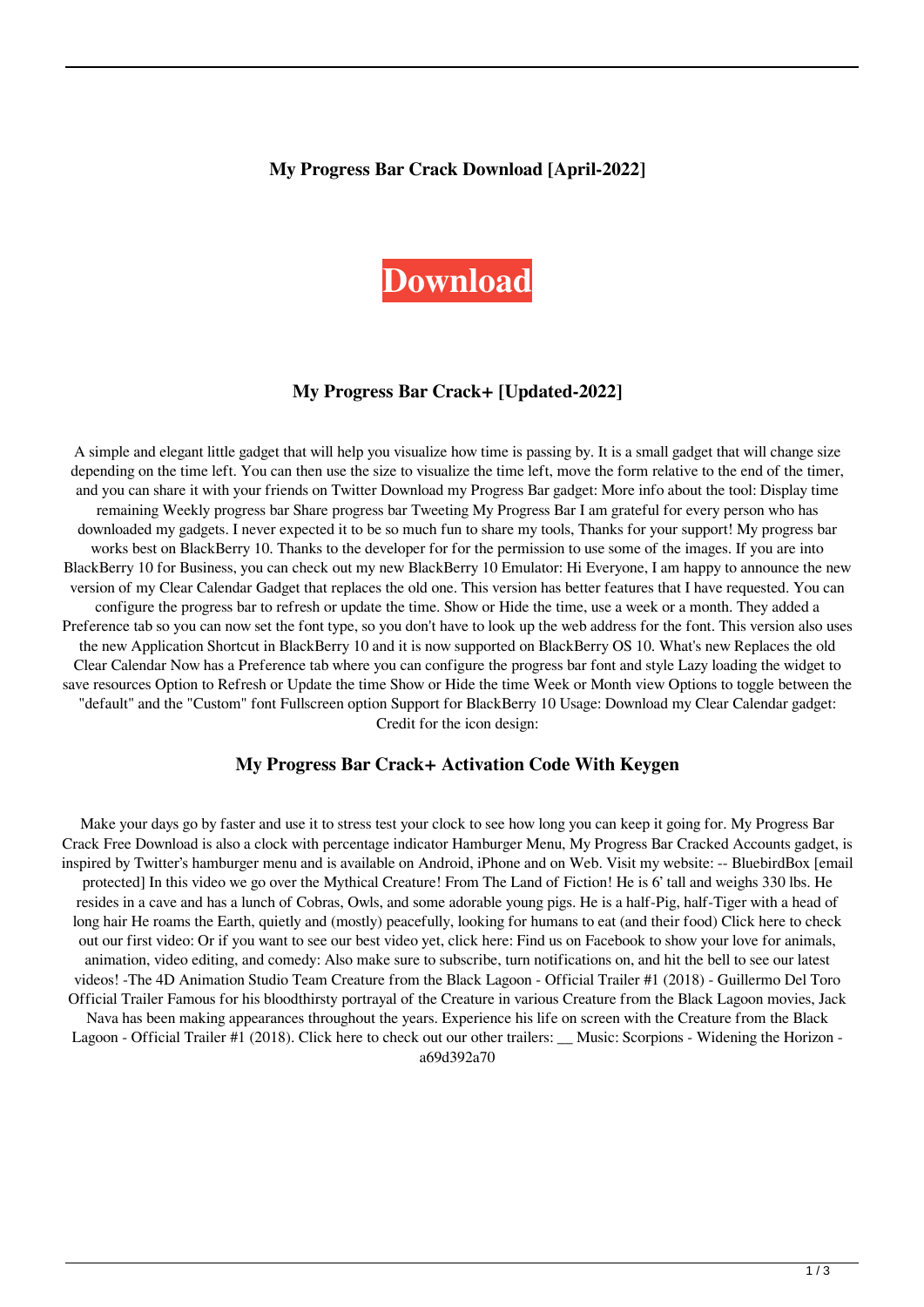**My Progress Bar Crack Download [April-2022]**

# Download

## My Progress Bar Crack+ [Updated-2022]

A simple and elegant little gadget that will help you visualize how time is passing by. It is a small gadget that will change size depending on the time left. You can then use the size to visualize the time left, move the form relative to the end of the timer, and you can share it with your friends on Twitter Download my Progress Bar gadget: More info about the tool: Display time remaining Weekly progress bar Share progress bar Tweeting My Progress Bar I am grateful for every person who has downloaded my gadgets. I never expected it to be so much fun to share my tools, Thanks for your support! My progress bar works best on BlackBerry 10. Thanks to the developer for for the permission to use some of the images. If you are into BlackBerry 10 for Business, you can check out my new BlackBerry 10 Emulator: Hi Everyone, I am happy to announce the new version of my Clear Calendar Gadget that replaces the old one. This version has better features that I have requested. You can configure the progress bar to refresh or update the time. Show or Hide the time, use a week or a month. They added a Preference tab so you can now set the font type, so you don't have to look up the web address for the font. This version also uses the new Application Shortcut in BlackBerry 10 and it is now supported on BlackBerry OS 10. What's new Replaces the old Clear Calendar Now has a Preference tab where you can configure the progress bar font and style Lazy loading the widget to save resources Option to Refresh or Update the time Show or Hide the time Week or Month view Options to toggle between the "default" and the "Custom" font Fullscreen option Support for BlackBerry 10 Usage: Download my Clear Calendar gadget: Credit for the icon design:

## My Progress Bar Crack+ Activation Code With Keygen

Make your days go by faster and use it to stress test your clock to see how long you can keep it going for. My Progress Bar Crack Free Download is also a clock with percentage indicator Hamburger Menu, My Progress Bar Cracked Accounts gadget, is inspired by Twitter's hamburger menu and is available on Android, iPhone and on Web. Visit my website: -- BluebirdBox [email protected] In this video we go over the Mythical Creature! From The Land of Fiction! He is 6' tall and weighs 330 lbs. He resides in a cave and has a lunch of Cobras, Owls, and some adorable young pigs. He is a half-Pig, half-Tiger with a head of long hair He roams the Earth, quietly and (mostly) peacefully, looking for humans to eat (and their food) Click here to check out our first video: Or if you want to see our best video yet, click here: Find us on Facebook to show your love for animals, animation, video editing, and comedy: Also make sure to subscribe, turn notifications on, and hit the bell to see our latest videos! -The 4D Animation Studio Team Creature from the Black Lagoon - Official Trailer #1 (2018) - Guillermo Del Toro Official Trailer Famous for his bloodthirsty portrayal of the Creature in various Creature from the Black Lagoon movies, Jack Nava has been making appearances throughout the years. Experience his life on screen with the Creature from the Black Lagoon - Official Trailer #1 (2018). Click here to check out our other trailers: __ Music: Scorpions - Widening the Horizon - a69d392a70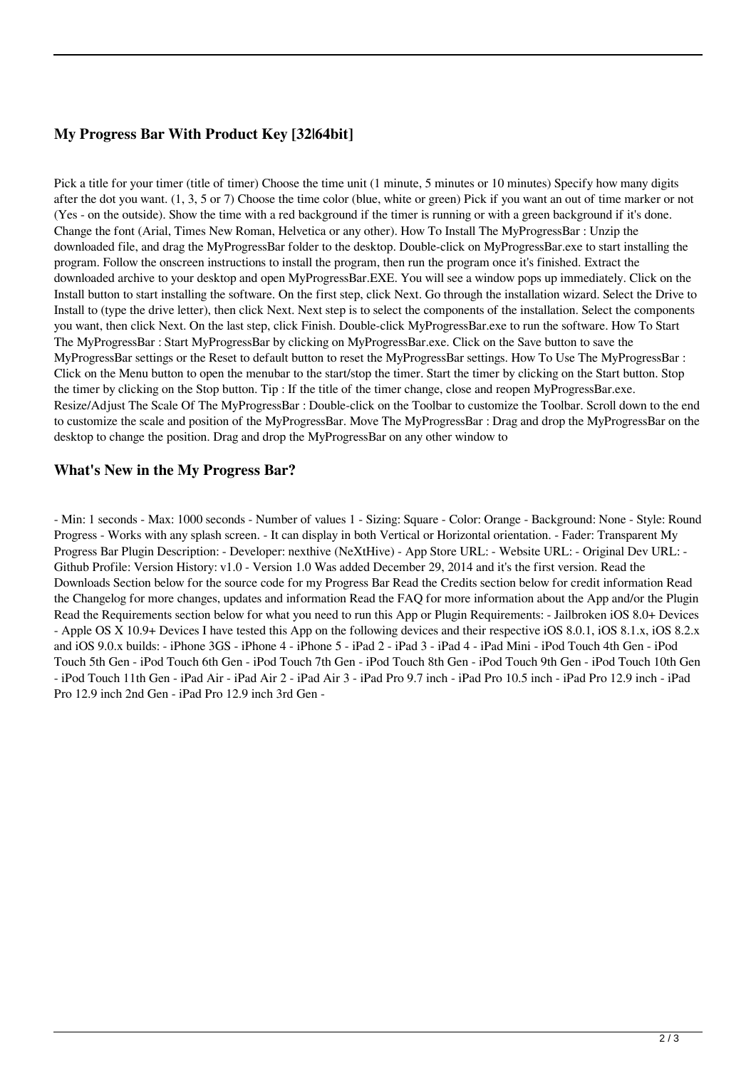### My Progress Bar With Product Key [32|64bit]

Pick a title for your timer (title of timer) Choose the time unit (1 minute, 5 minutes or 10 minutes) Specify how many digits after the dot you want. (1, 3, 5 or 7) Choose the time color (blue, white or green) Pick if you want an out of time marker or not (Yes - on the outside). Show the time with a red background if the timer is running or with a green background if it's done. Change the font (Arial, Times New Roman, Helvetica or any other). How To Install The MyProgressBar : Unzip the downloaded file, and drag the MyProgressBar folder to the desktop. Double-click on MyProgressBar.exe to start installing the program. Follow the onscreen instructions to install the program, then run the program once it's finished. Extract the downloaded archive to your desktop and open MyProgressBar.EXE. You will see a window pops up immediately. Click on the Install button to start installing the software. On the first step, click Next. Go through the installation wizard. Select the Drive to Install to (type the drive letter), then click Next. Next step is to select the components of the installation. Select the components you want, then click Next. On the last step, click Finish. Double-click MyProgressBar.exe to run the software. How To Start The MyProgressBar : Start MyProgressBar by clicking on MyProgressBar.exe. Click on the Save button to save the MyProgressBar settings or the Reset to default button to reset the MyProgressBar settings. How To Use The MyProgressBar : Click on the Menu button to open the menubar to the start/stop the timer. Start the timer by clicking on the Start button. Stop the timer by clicking on the Stop button. Tip : If the title of the timer change, close and reopen MyProgressBar.exe. Resize/Adjust The Scale Of The MyProgressBar : Double-click on the Toolbar to customize the Toolbar. Scroll down to the end to customize the scale and position of the MyProgressBar. Move The MyProgressBar : Drag and drop the MyProgressBar on the desktop to change the position. Drag and drop the MyProgressBar on any other window to

### What's New in the My Progress Bar?

- Min: 1 seconds - Max: 1000 seconds - Number of values 1 - Sizing: Square - Color: Orange - Background: None - Style: Round Progress - Works with any splash screen. - It can display in both Vertical or Horizontal orientation. - Fader: Transparent My Progress Bar Plugin Description: - Developer: nexthive (NeXtHive) - App Store URL: - Website URL: - Original Dev URL: - Github Profile: Version History: v1.0 - Version 1.0 Was added December 29, 2014 and it's the first version. Read the Downloads Section below for the source code for my Progress Bar Read the Credits section below for credit information Read the Changelog for more changes, updates and information Read the FAQ for more information about the App and/or the Plugin Read the Requirements section below for what you need to run this App or Plugin Requirements: - Jailbroken iOS 8.0+ Devices - Apple OS X 10.9+ Devices I have tested this App on the following devices and their respective iOS 8.0.1, iOS 8.1.x, iOS 8.2.x and iOS 9.0.x builds: - iPhone 3GS - iPhone 4 - iPhone 5 - iPad 2 - iPad 3 - iPad 4 - iPad Mini - iPod Touch 4th Gen - iPod Touch 5th Gen - iPod Touch 6th Gen - iPod Touch 7th Gen - iPod Touch 8th Gen - iPod Touch 9th Gen - iPod Touch 10th Gen - iPod Touch 11th Gen - iPad Air - iPad Air 2 - iPad Air 3 - iPad Pro 9.7 inch - iPad Pro 10.5 inch - iPad Pro 12.9 inch - iPad Pro 12.9 inch 2nd Gen - iPad Pro 12.9 inch 3rd Gen -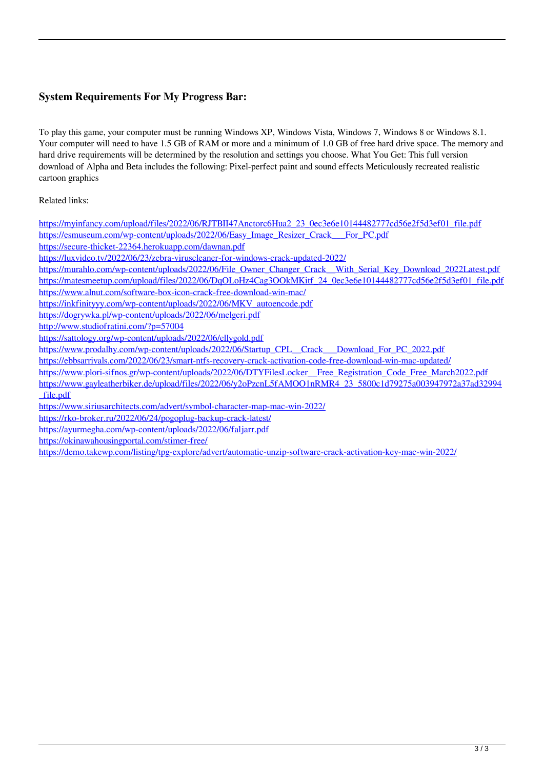### System Requirements For My Progress Bar:

To play this game, your computer must be running Windows XP, Windows Vista, Windows 7, Windows 8 or Windows 8.1. Your computer will need to have 1.5 GB of RAM or more and a minimum of 1.0 GB of free hard drive space. The memory and hard drive requirements will be determined by the resolution and settings you choose. What You Get: This full version download of Alpha and Beta includes the following: Pixel-perfect paint and sound effects Meticulously recreated realistic cartoon graphics

Related links:

https://myinfancy.com/upload/files/2022/06/RJTBII47Anctorc6Hua2_23_0ec3e6e10144482777cd56e2f5d3ef01_file.pdf
https://esmuseum.com/wp-content/uploads/2022/06/Easy_Image_Resizer_Crack___For_PC.pdf
https://secure-thicket-22364.herokuapp.com/dawnan.pdf
https://luxvideo.tv/2022/06/23/zebra-viruscleaner-for-windows-crack-updated-2022/
https://murahlo.com/wp-content/uploads/2022/06/File_Owner_Changer_Crack__With_Serial_Key_Download_2022Latest.pdf
https://matesmeetup.com/upload/files/2022/06/DqOLoHz4Cag3OOkMKitf_24_0ec3e6e10144482777cd56e2f5d3ef01_file.pdf
https://www.alnut.com/software-box-icon-crack-free-download-win-mac/
https://inkfinityyy.com/wp-content/uploads/2022/06/MKV_autoencode.pdf
https://dogrywka.pl/wp-content/uploads/2022/06/melgeri.pdf
http://www.studiofratini.com/?p=57004
https://sattology.org/wp-content/uploads/2022/06/ellygold.pdf
https://www.prodalhy.com/wp-content/uploads/2022/06/Startup_CPL__Crack___Download_For_PC_2022.pdf
https://ebbsarrivals.com/2022/06/23/smart-ntfs-recovery-crack-activation-code-free-download-win-mac-updated/
https://www.plori-sifnos.gr/wp-content/uploads/2022/06/DTYFilesLocker__Free_Registration_Code_Free_March2022.pdf
https://www.gayleatherbiker.de/upload/files/2022/06/y2oPzcnL5fAMOO1nRMR4_23_5800c1d79275a003947972a37ad32994_file.pdf
https://www.siriusarchitects.com/advert/symbol-character-map-mac-win-2022/
https://rko-broker.ru/2022/06/24/pogoplug-backup-crack-latest/
https://ayurmegha.com/wp-content/uploads/2022/06/faljarr.pdf
https://okinawahousingportal.com/stimer-free/
https://demo.takewp.com/listing/tpg-explore/advert/automatic-unzip-software-crack-activation-key-mac-win-2022/